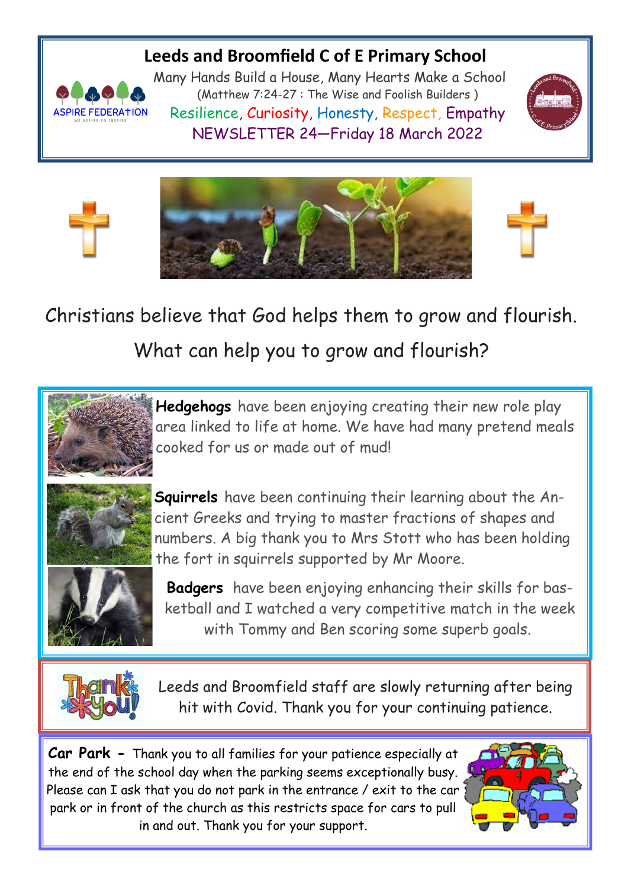# Leeds and Broomfield C of E Primary School

Many Hands Build a House, Many Hearts Make a School

(Matthew 7:24-27 : The Wise and Foolish Builders )

Resilience, Curiosity, Honesty, Respect, Empathy

NEWSLETTER 24—Friday 18 March 2022

Christians believe that God helps them to grow and flourish.

What can help you to grow and flourish?

**Hedgehogs** have been enjoying creating their new role play area linked to life at home. We have had many pretend meals cooked for us or made out of mud!

**Squirrels** have been continuing their learning about the Ancient Greeks and trying to master fractions of shapes and numbers. A big thank you to Mrs Stott who has been holding the fort in squirrels supported by Mr Moore.

**Badgers** have been enjoying enhancing their skills for basketball and I watched a very competitive match in the week with Tommy and Ben scoring some superb goals.

Leeds and Broomfield staff are slowly returning after being hit with Covid. Thank you for your continuing patience.

**Car Park -** Thank you to all families for your patience especially at the end of the school day when the parking seems exceptionally busy. Please can I ask that you do not park in the entrance / exit to the car park or in front of the church as this restricts space for cars to pull in and out. Thank you for your support.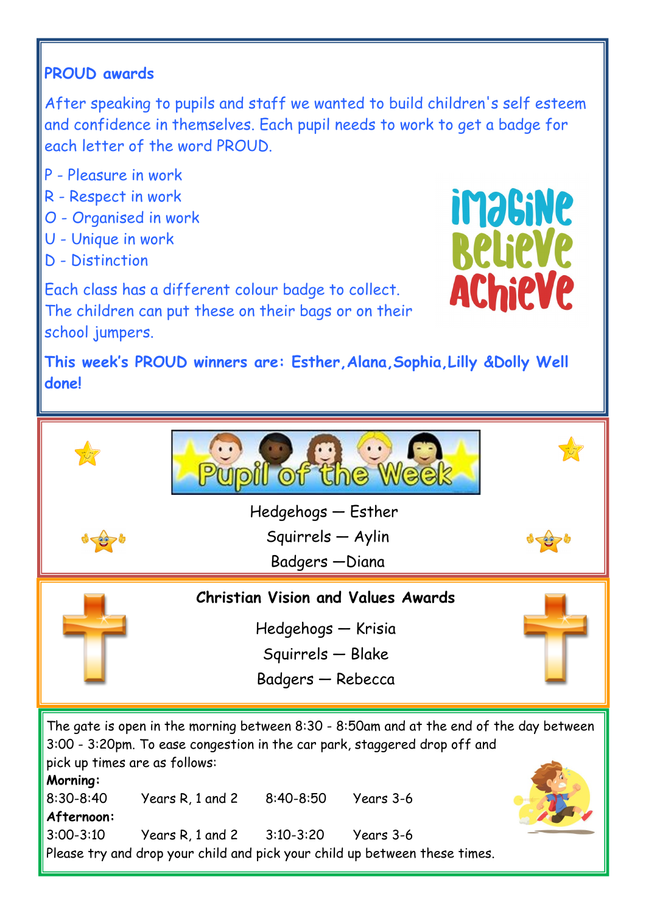## PROUD awards

After speaking to pupils and staff we wanted to build children's self esteem and confidence in themselves. Each pupil needs to work to get a badge for each letter of the word PROUD.

P - Pleasure in work
R - Respect in work
O - Organised in work
U - Unique in work
D - Distinction

Each class has a different colour badge to collect. The children can put these on their bags or on their school jumpers.

**This week's PROUD winners are: Esther, Alana, Sophia, Lilly &Dolly Well done!**

## Pupil of the Week

Hedgehogs — Esther
Squirrels — Aylin
Badgers —Diana

## Christian Vision and Values Awards

Hedgehogs — Krisia
Squirrels — Blake
Badgers — Rebecca

The gate is open in the morning between 8:30 - 8:50am and at the end of the day between 3:00 - 3:20pm. To ease congestion in the car park, staggered drop off and pick up times are as follows:

**Morning:**

8:30-8:40 Years R, 1 and 2 8:40-8:50 Years 3-6

**Afternoon:**

3:00-3:10 Years R, 1 and 2 3:10-3:20 Years 3-6

Please try and drop your child and pick your child up between these times.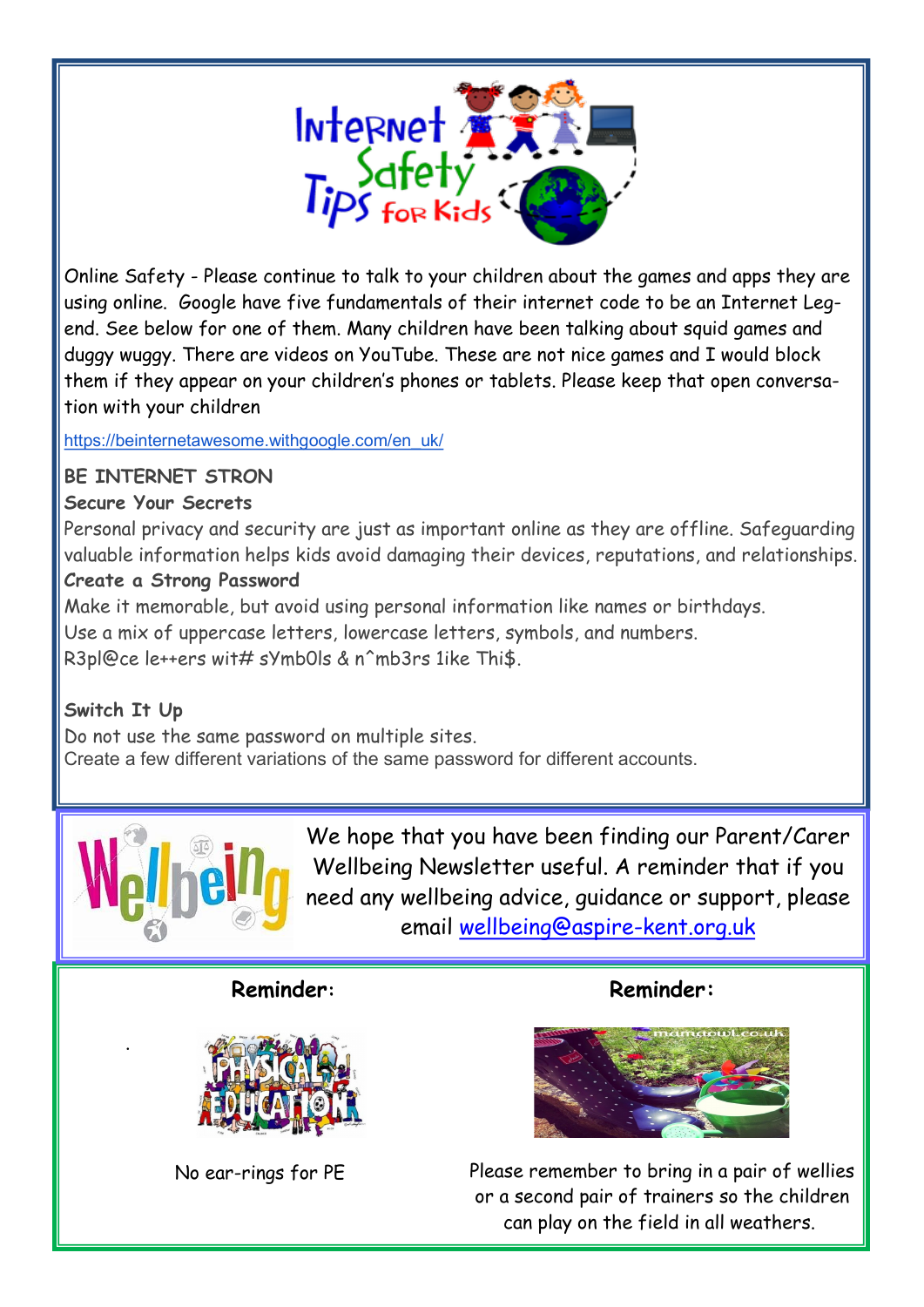# Internet Safety Tips for Kids

Online Safety - Please continue to talk to your children about the games and apps they are using online. Google have five fundamentals of their internet code to be an Internet Legend. See below for one of them. Many children have been talking about squid games and duggy wuggy. There are videos on YouTube. These are not nice games and I would block them if they appear on your children's phones or tablets. Please keep that open conversation with your children

https://beinternetawesome.withgoogle.com/en_uk/

**BE INTERNET STRON**

**Secure Your Secrets**

Personal privacy and security are just as important online as they are offline. Safeguarding valuable information helps kids avoid damaging their devices, reputations, and relationships.

**Create a Strong Password**

Make it memorable, but avoid using personal information like names or birthdays.
Use a mix of uppercase letters, lowercase letters, symbols, and numbers.
R3pl@ce le++ers wit# sYmb0ls & n^mb3rs 1ike Thi$.

**Switch It Up**

Do not use the same password on multiple sites.
Create a few different variations of the same password for different accounts.

## Wellbeing

We hope that you have been finding our Parent/Carer Wellbeing Newsletter useful. A reminder that if you need any wellbeing advice, guidance or support, please email wellbeing@aspire-kent.org.uk

**Reminder:**

No ear-rings for PE

**Reminder:**

Please remember to bring in a pair of wellies or a second pair of trainers so the children can play on the field in all weathers.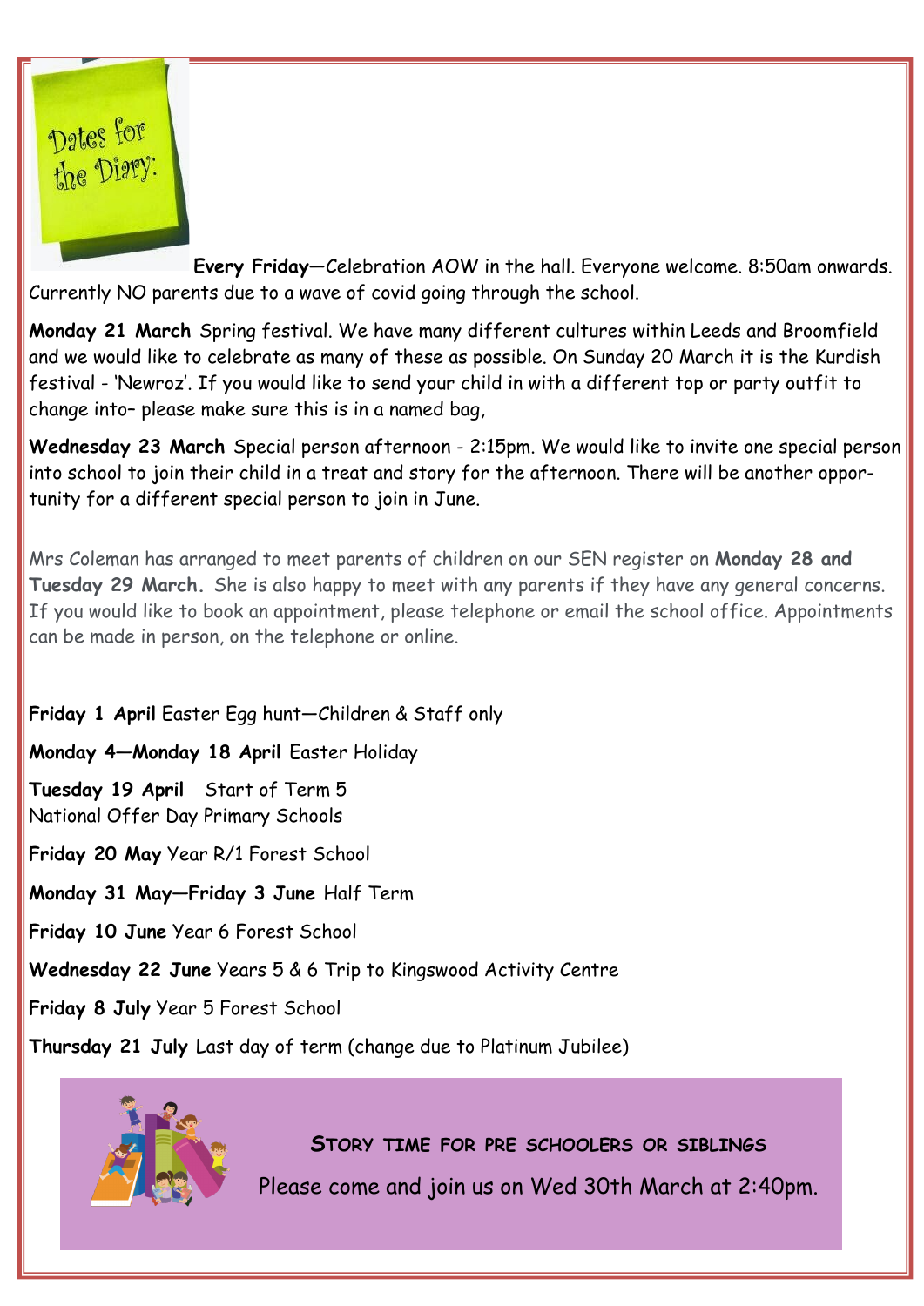## Dates for the Diary:

**Every Friday**—Celebration AOW in the hall. Everyone welcome. 8:50am onwards. Currently NO parents due to a wave of covid going through the school.

**Monday 21 March** Spring festival. We have many different cultures within Leeds and Broomfield and we would like to celebrate as many of these as possible. On Sunday 20 March it is the Kurdish festival - 'Newroz'. If you would like to send your child in with a different top or party outfit to change into– please make sure this is in a named bag,

**Wednesday 23 March** Special person afternoon - 2:15pm. We would like to invite one special person into school to join their child in a treat and story for the afternoon. There will be another opportunity for a different special person to join in June.

Mrs Coleman has arranged to meet parents of children on our SEN register on **Monday 28 and Tuesday 29 March.** She is also happy to meet with any parents if they have any general concerns. If you would like to book an appointment, please telephone or email the school office. Appointments can be made in person, on the telephone or online.

**Friday 1 April** Easter Egg hunt—Children & Staff only

**Monday 4—Monday 18 April** Easter Holiday

**Tuesday 19 April** Start of Term 5
National Offer Day Primary Schools

**Friday 20 May** Year R/1 Forest School

**Monday 31 May—Friday 3 June** Half Term

**Friday 10 June** Year 6 Forest School

**Wednesday 22 June** Years 5 & 6 Trip to Kingswood Activity Centre

**Friday 8 July** Year 5 Forest School

**Thursday 21 July** Last day of term (change due to Platinum Jubilee)

**STORY TIME FOR PRE SCHOOLERS OR SIBLINGS**

Please come and join us on Wed 30th March at 2:40pm.